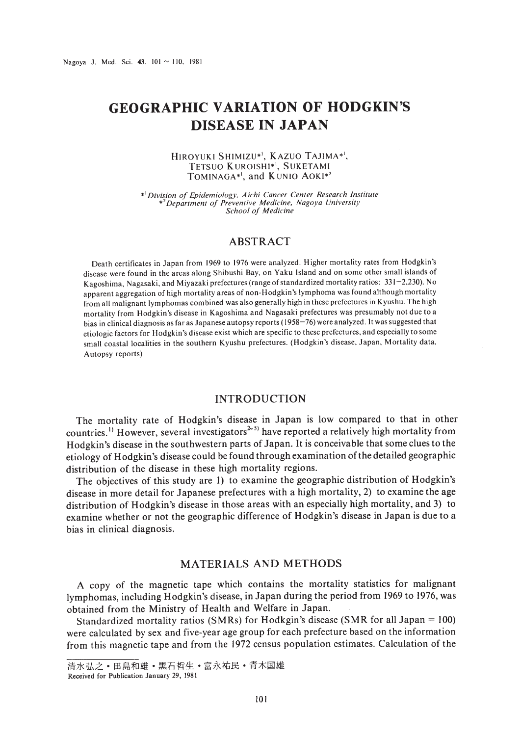# GEOGRAPHIC VARIATION OF HODGKIN'S DISEASE IN JAPAN

HIROYUKI SHIMIZU*[1], KAZUO TAJIMA*[1], TETSUO KUROISHI*[1], SUKETAMI TOMINAGA*[1], and KUNIO AOKI*[2]

*[1]*Division of Epidemiology, Aichi Cancer Center Research Institute*
*[2]*Department of Preventive Medicine, Nagoya University School of Medicine*

## ABSTRACT

Death certificates in Japan from 1969 to 1976 were analyzed. Higher mortality rates from Hodgkin's disease were found in the areas along Shibushi Bay, on Yaku Island and on some other small islands of Kagoshima, Nagasaki, and Miyazaki prefectures (range of standardized mortality ratios: 331–2,230). No apparent aggregation of high mortality areas of non-Hodgkin's lymphoma was found although mortality from all malignant lymphomas combined was also generally high in these prefectures in Kyushu. The high mortality from Hodgkin's disease in Kagoshima and Nagasaki prefectures was presumably not due to a bias in clinical diagnosis as far as Japanese autopsy reports (1958–76) were analyzed. It was suggested that etiologic factors for Hodgkin's disease exist which are specific to these prefectures, and especially to some small coastal localities in the southern Kyushu prefectures. (Hodgkin's disease, Japan, Mortality data, Autopsy reports)

## INTRODUCTION

The mortality rate of Hodgkin's disease in Japan is low compared to that in other countries.[1] However, several investigators[2~5] have reported a relatively high mortality from Hodgkin's disease in the southwestern parts of Japan. It is conceivable that some clues to the etiology of Hodgkin's disease could be found through examination of the detailed geographic distribution of the disease in these high mortality regions.

The objectives of this study are 1) to examine the geographic distribution of Hodgkin's disease in more detail for Japanese prefectures with a high mortality, 2) to examine the age distribution of Hodgkin's disease in those areas with an especially high mortality, and 3) to examine whether or not the geographic difference of Hodgkin's disease in Japan is due to a bias in clinical diagnosis.

## MATERIALS AND METHODS

A copy of the magnetic tape which contains the mortality statistics for malignant lymphomas, including Hodgkin's disease, in Japan during the period from 1969 to 1976, was obtained from the Ministry of Health and Welfare in Japan.

Standardized mortality ratios (SMRs) for Hodkgin's disease (SMR for all Japan = 100) were calculated by sex and five-year age group for each prefecture based on the information from this magnetic tape and from the 1972 census population estimates. Calculation of the

清水弘之・田島和雄・黒石哲生・富永祐民・青木国雄
Received for Publication January 29, 1981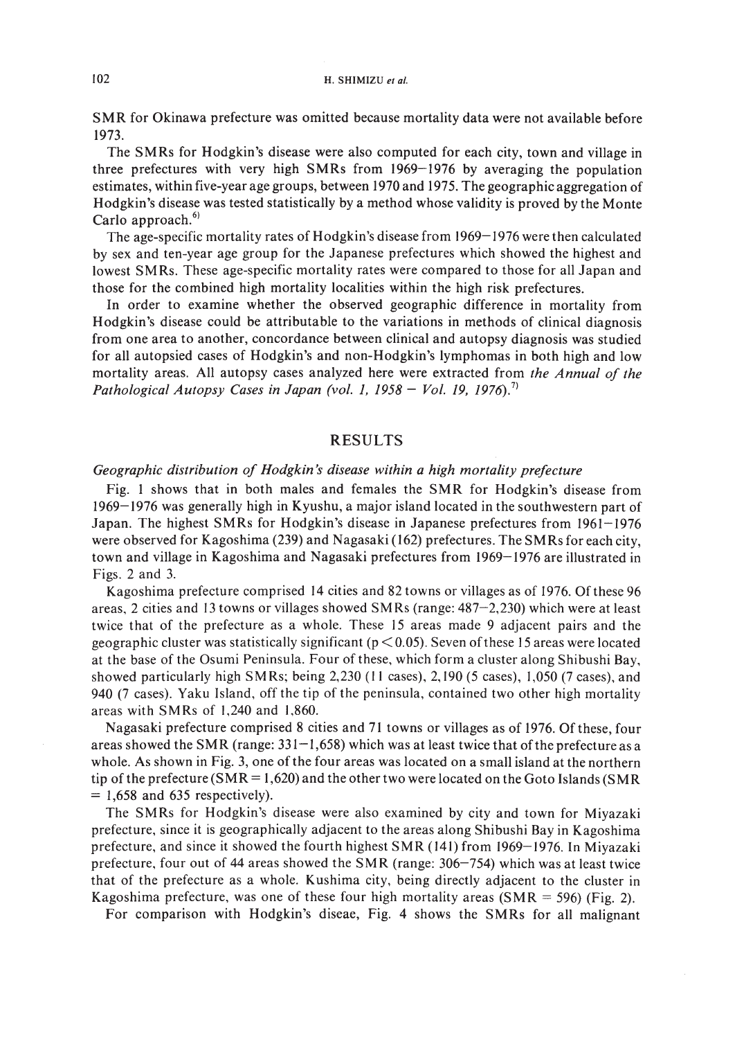SMR for Okinawa prefecture was omitted because mortality data were not available before 1973.

The SMRs for Hodgkin's disease were also computed for each city, town and village in three prefectures with very high SMRs from 1969–1976 by averaging the population estimates, within five-year age groups, between 1970 and 1975. The geographic aggregation of Hodgkin's disease was tested statistically by a method whose validity is proved by the Monte Carlo approach.[6)]

The age-specific mortality rates of Hodgkin's disease from 1969–1976 were then calculated by sex and ten-year age group for the Japanese prefectures which showed the highest and lowest SMRs. These age-specific mortality rates were compared to those for all Japan and those for the combined high mortality localities within the high risk prefectures.

In order to examine whether the observed geographic difference in mortality from Hodgkin's disease could be attributable to the variations in methods of clinical diagnosis from one area to another, concordance between clinical and autopsy diagnosis was studied for all autopsied cases of Hodgkin's and non-Hodgkin's lymphomas in both high and low mortality areas. All autopsy cases analyzed here were extracted from *the Annual of the Pathological Autopsy Cases in Japan (vol. 1, 1958 – Vol. 19, 1976)*.[7)]

## RESULTS

### *Geographic distribution of Hodgkin's disease within a high mortality prefecture*

Fig. 1 shows that in both males and females the SMR for Hodgkin's disease from 1969–1976 was generally high in Kyushu, a major island located in the southwestern part of Japan. The highest SMRs for Hodgkin's disease in Japanese prefectures from 1961–1976 were observed for Kagoshima (239) and Nagasaki (162) prefectures. The SMRs for each city, town and village in Kagoshima and Nagasaki prefectures from 1969–1976 are illustrated in Figs. 2 and 3.

Kagoshima prefecture comprised 14 cities and 82 towns or villages as of 1976. Of these 96 areas, 2 cities and 13 towns or villages showed SMRs (range: 487–2,230) which were at least twice that of the prefecture as a whole. These 15 areas made 9 adjacent pairs and the geographic cluster was statistically significant ($p < 0.05$). Seven of these 15 areas were located at the base of the Osumi Peninsula. Four of these, which form a cluster along Shibushi Bay, showed particularly high SMRs; being 2,230 (11 cases), 2,190 (5 cases), 1,050 (7 cases), and 940 (7 cases). Yaku Island, off the tip of the peninsula, contained two other high mortality areas with SMRs of 1,240 and 1,860.

Nagasaki prefecture comprised 8 cities and 71 towns or villages as of 1976. Of these, four areas showed the SMR (range: 331–1,658) which was at least twice that of the prefecture as a whole. As shown in Fig. 3, one of the four areas was located on a small island at the northern tip of the prefecture (SMR = 1,620) and the other two were located on the Goto Islands (SMR = 1,658 and 635 respectively).

The SMRs for Hodgkin's disease were also examined by city and town for Miyazaki prefecture, since it is geographically adjacent to the areas along Shibushi Bay in Kagoshima prefecture, and since it showed the fourth highest SMR (141) from 1969–1976. In Miyazaki prefecture, four out of 44 areas showed the SMR (range: 306–754) which was at least twice that of the prefecture as a whole. Kushima city, being directly adjacent to the cluster in Kagoshima prefecture, was one of these four high mortality areas (SMR = 596) (Fig. 2).

For comparison with Hodgkin's diseae, Fig. 4 shows the SMRs for all malignant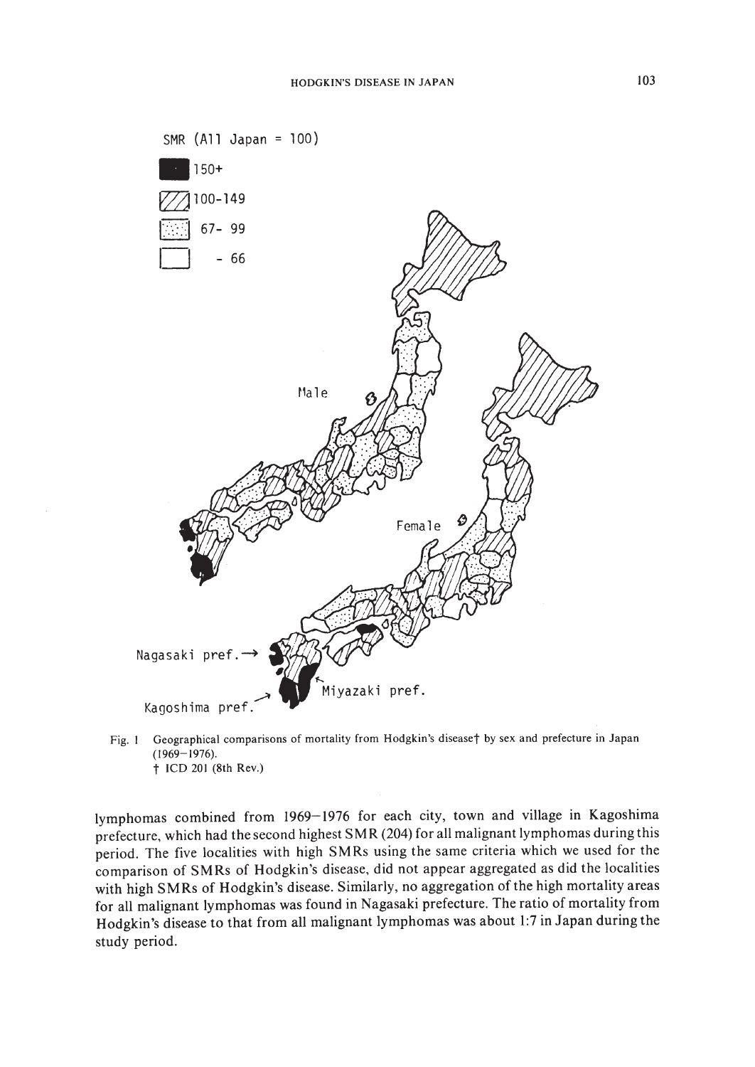Fig. 1 Geographical comparisons of mortality from Hodgkin's disease† by sex and prefecture in Japan (1969–1976).
† ICD 201 (8th Rev.)

lymphomas combined from 1969–1976 for each city, town and village in Kagoshima prefecture, which had the second highest SMR (204) for all malignant lymphomas during this period. The five localities with high SMRs using the same criteria which we used for the comparison of SMRs of Hodgkin's disease, did not appear aggregated as did the localities with high SMRs of Hodgkin's disease. Similarly, no aggregation of the high mortality areas for all malignant lymphomas was found in Nagasaki prefecture. The ratio of mortality from Hodgkin's disease to that from all malignant lymphomas was about 1:7 in Japan during the study period.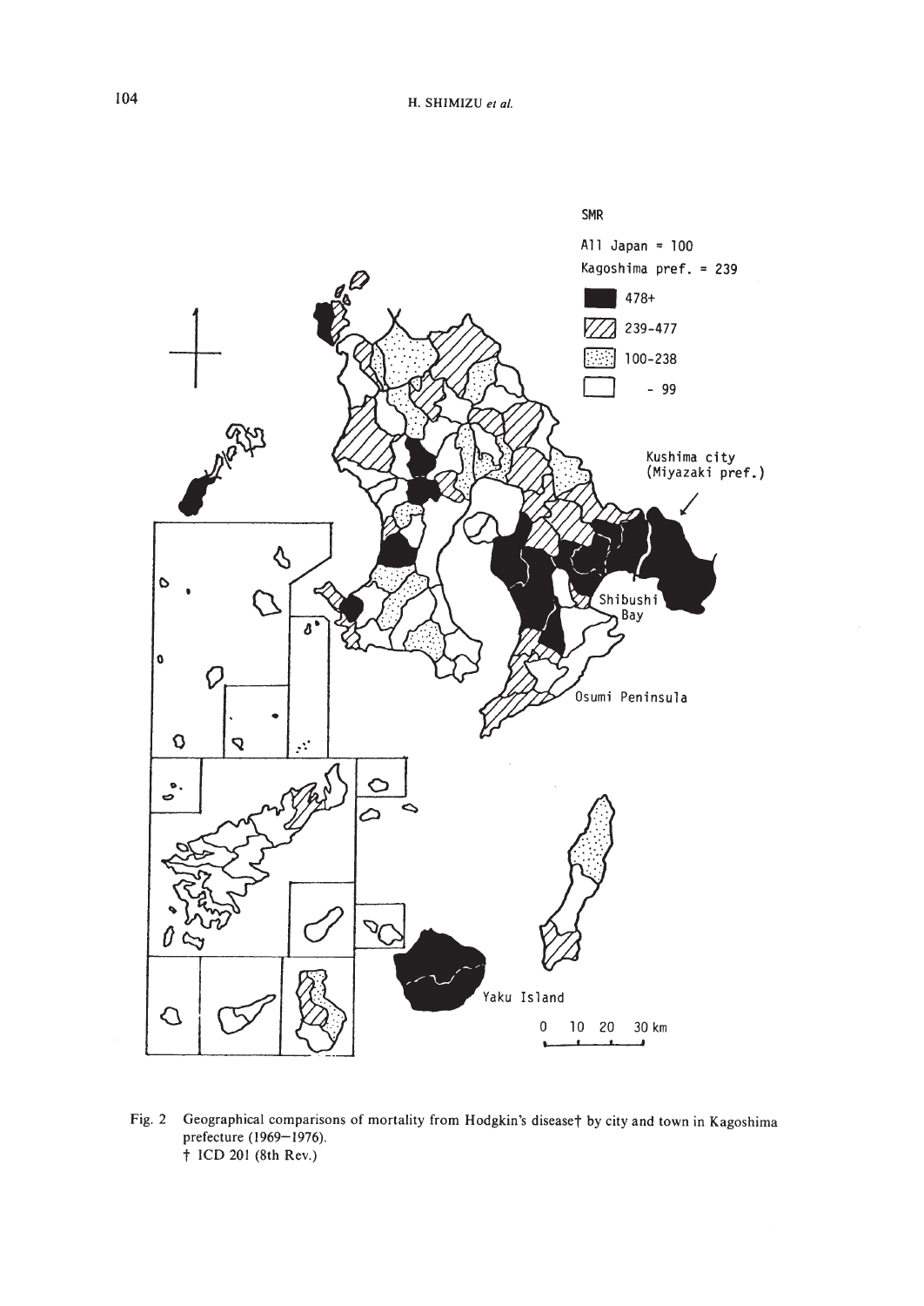SMR

All Japan = 100

Kagoshima pref. = 239

- 478+
- 239-477
- 100-238
- -99

Kushima city (Miyazaki pref.)

Shibushi Bay

Osumi Peninsula

Yaku Island

0 10 20 30 km

Fig. 2 Geographical comparisons of mortality from Hodgkin's disease† by city and town in Kagoshima prefecture (1969–1976).
† ICD 201 (8th Rev.)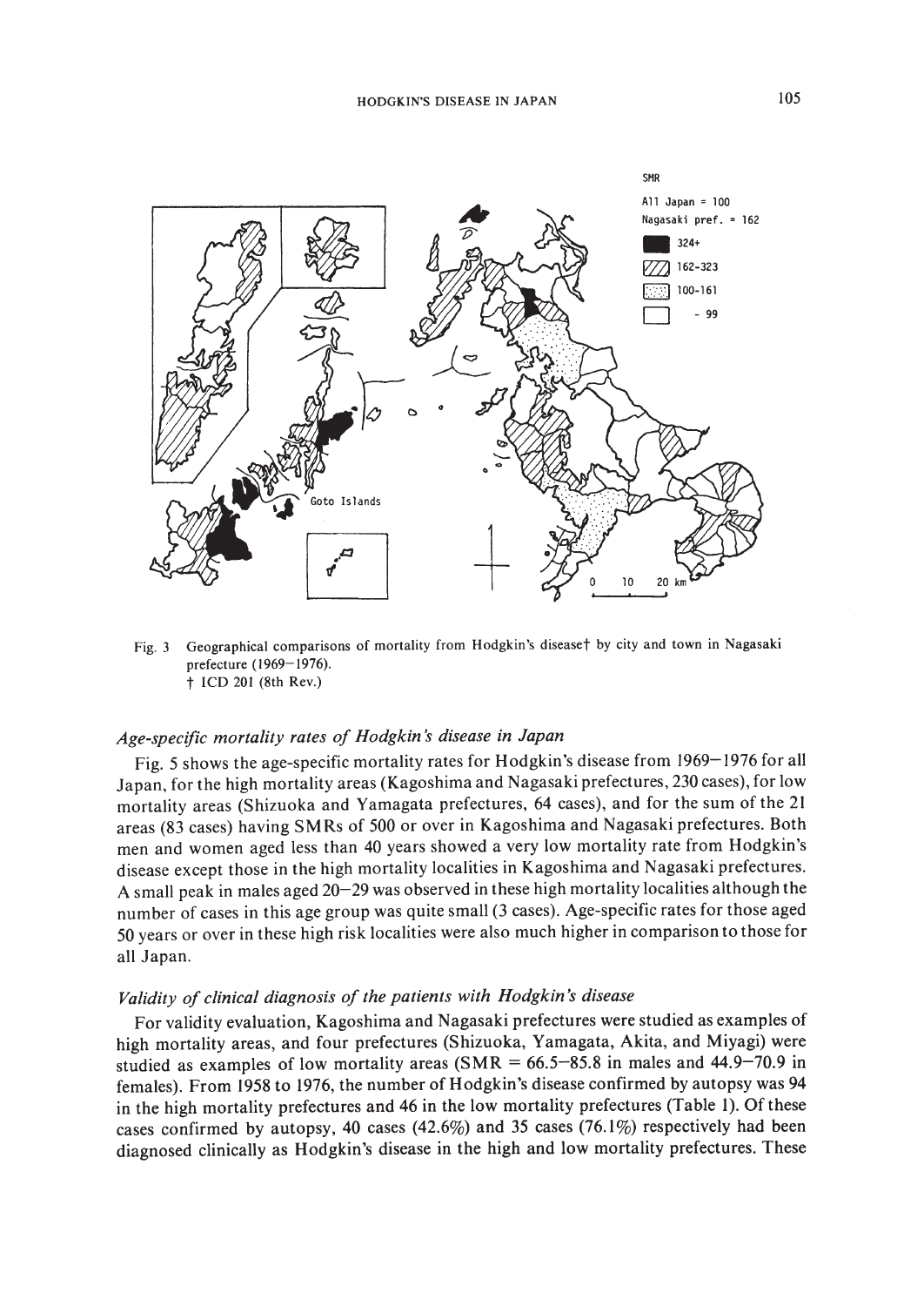Fig. 3 Geographical comparisons of mortality from Hodgkin's disease† by city and town in Nagasaki prefecture (1969–1976).
† ICD 201 (8th Rev.)

### *Age-specific mortality rates of Hodgkin's disease in Japan*

Fig. 5 shows the age-specific mortality rates for Hodgkin's disease from 1969–1976 for all Japan, for the high mortality areas (Kagoshima and Nagasaki prefectures, 230 cases), for low mortality areas (Shizuoka and Yamagata prefectures, 64 cases), and for the sum of the 21 areas (83 cases) having SMRs of 500 or over in Kagoshima and Nagasaki prefectures. Both men and women aged less than 40 years showed a very low mortality rate from Hodgkin's disease except those in the high mortality localities in Kagoshima and Nagasaki prefectures. A small peak in males aged 20–29 was observed in these high mortality localities although the number of cases in this age group was quite small (3 cases). Age-specific rates for those aged 50 years or over in these high risk localities were also much higher in comparison to those for all Japan.

### *Validity of clinical diagnosis of the patients with Hodgkin's disease*

For validity evaluation, Kagoshima and Nagasaki prefectures were studied as examples of high mortality areas, and four prefectures (Shizuoka, Yamagata, Akita, and Miyagi) were studied as examples of low mortality areas (SMR = 66.5–85.8 in males and 44.9–70.9 in females). From 1958 to 1976, the number of Hodgkin's disease confirmed by autopsy was 94 in the high mortality prefectures and 46 in the low mortality prefectures (Table 1). Of these cases confirmed by autopsy, 40 cases (42.6%) and 35 cases (76.1%) respectively had been diagnosed clinically as Hodgkin's disease in the high and low mortality prefectures. These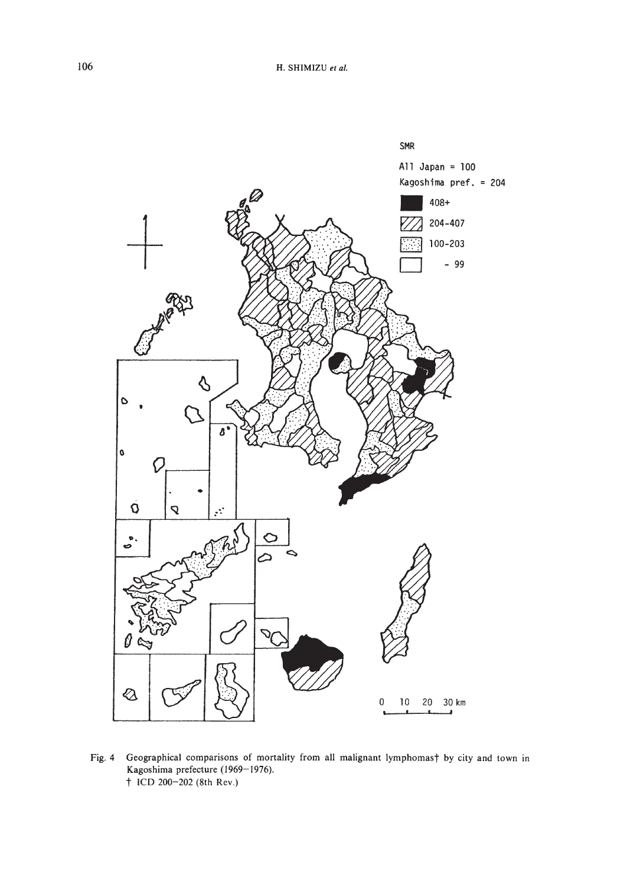SMR

All Japan = 100
Kagoshima pref. = 204

- 408+
- 204-407
- 100-203
- -99

0 10 20 30 km

Fig. 4 Geographical comparisons of mortality from all malignant lymphomas† by city and town in Kagoshima prefecture (1969–1976).
† ICD 200–202 (8th Rev.)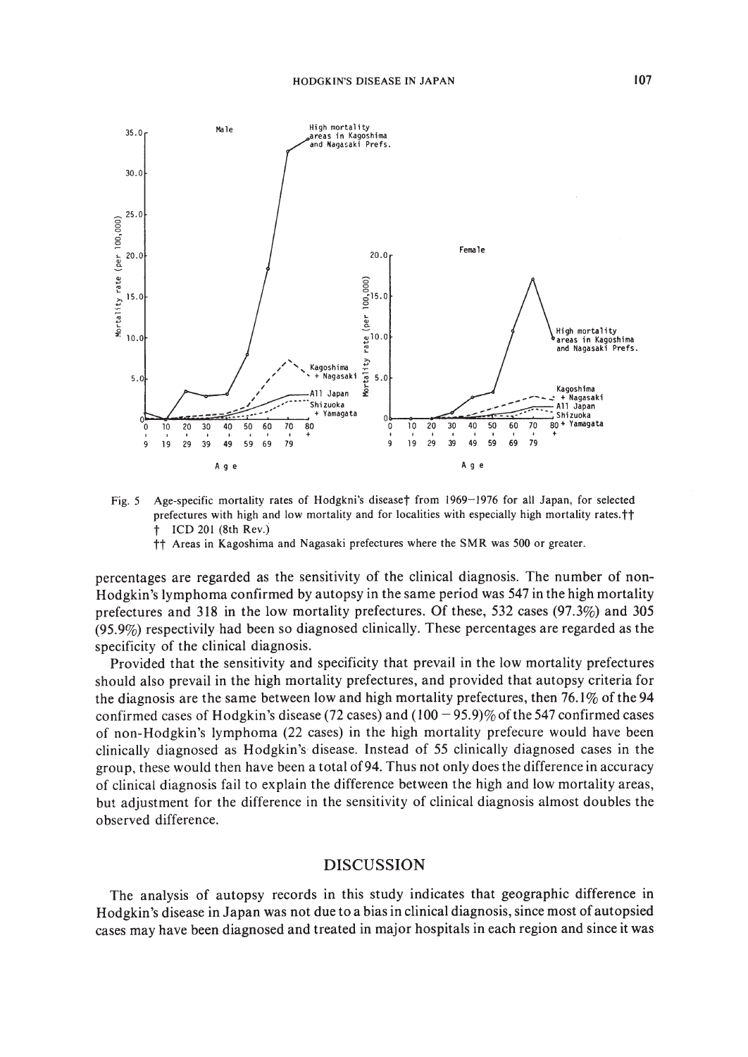Fig. 5 Age-specific mortality rates of Hodgkni's disease† from 1969–1976 for all Japan, for selected prefectures with high and low mortality and for localities with especially high mortality rates.††
† ICD 201 (8th Rev.)
†† Areas in Kagoshima and Nagasaki prefectures where the SMR was 500 or greater.

percentages are regarded as the sensitivity of the clinical diagnosis. The number of non-Hodgkin's lymphoma confirmed by autopsy in the same period was 547 in the high mortality prefectures and 318 in the low mortality prefectures. Of these, 532 cases (97.3%) and 305 (95.9%) respectivily had been so diagnosed clinically. These percentages are regarded as the specificity of the clinical diagnosis.

Provided that the sensitivity and specificity that prevail in the low mortality prefectures should also prevail in the high mortality prefectures, and provided that autopsy criteria for the diagnosis are the same between low and high mortality prefectures, then 76.1% of the 94 confirmed cases of Hodgkin's disease (72 cases) and (100 − 95.9)% of the 547 confirmed cases of non-Hodgkin's lymphoma (22 cases) in the high mortality prefecure would have been clinically diagnosed as Hodgkin's disease. Instead of 55 clinically diagnosed cases in the group, these would then have been a total of 94. Thus not only does the difference in accuracy of clinical diagnosis fail to explain the difference between the high and low mortality areas, but adjustment for the difference in the sensitivity of clinical diagnosis almost doubles the observed difference.

## DISCUSSION

The analysis of autopsy records in this study indicates that geographic difference in Hodgkin's disease in Japan was not due to a bias in clinical diagnosis, since most of autopsied cases may have been diagnosed and treated in major hospitals in each region and since it was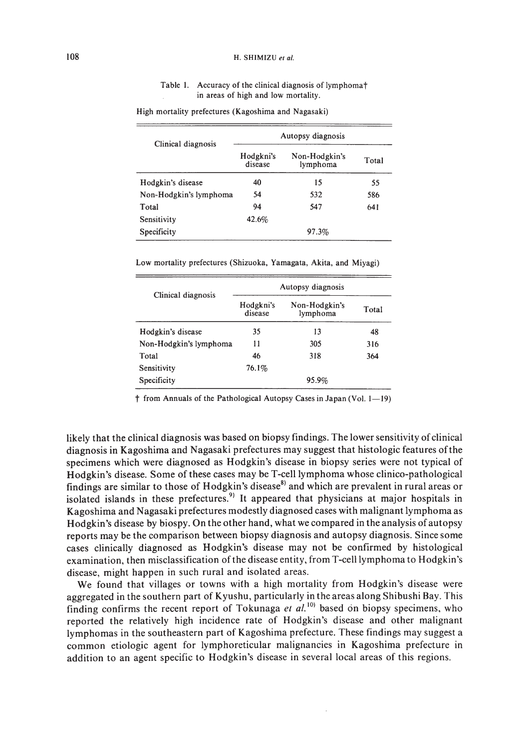Table 1. Accuracy of the clinical diagnosis of lymphoma† in areas of high and low mortality.

High mortality prefectures (Kagoshima and Nagasaki)

| Clinical diagnosis | Autopsy diagnosis | | |
|---|---|---|---|
| | Hodgkni's disease | Non-Hodgkin's lymphoma | Total |
| Hodgkin's disease | 40 | 15 | 55 |
| Non-Hodgkin's lymphoma | 54 | 532 | 586 |
| Total | 94 | 547 | 641 |
| Sensitivity | 42.6% | | |
| Specificity | | 97.3% | |

Low mortality prefectures (Shizuoka, Yamagata, Akita, and Miyagi)

| Clinical diagnosis | Autopsy diagnosis | | |
|---|---|---|---|
| | Hodgkni's disease | Non-Hodgkin's lymphoma | Total |
| Hodgkin's disease | 35 | 13 | 48 |
| Non-Hodgkin's lymphoma | 11 | 305 | 316 |
| Total | 46 | 318 | 364 |
| Sensitivity | 76.1% | | |
| Specificity | | 95.9% | |

† from Annuals of the Pathological Autopsy Cases in Japan (Vol. 1—19)

likely that the clinical diagnosis was based on biopsy findings. The lower sensitivity of clinical diagnosis in Kagoshima and Nagasaki prefectures may suggest that histologic features of the specimens which were diagnosed as Hodgkin's disease in biopsy series were not typical of Hodgkin's disease. Some of these cases may be T-cell lymphoma whose clinico-pathological findings are similar to those of Hodgkin's disease[8] and which are prevalent in rural areas or isolated islands in these prefectures.[9] It appeared that physicians at major hospitals in Kagoshima and Nagasaki prefectures modestly diagnosed cases with malignant lymphoma as Hodgkin's disease by biospy. On the other hand, what we compared in the analysis of autopsy reports may be the comparison between biopsy diagnosis and autopsy diagnosis. Since some cases clinically diagnosed as Hodgkin's disease may not be confirmed by histological examination, then misclassification of the disease entity, from T-cell lymphoma to Hodgkin's disease, might happen in such rural and isolated areas.

We found that villages or towns with a high mortality from Hodgkin's disease were aggregated in the southern part of Kyushu, particularly in the areas along Shibushi Bay. This finding confirms the recent report of Tokunaga *et al.*[10] based on biopsy specimens, who reported the relatively high incidence rate of Hodgkin's disease and other malignant lymphomas in the southeastern part of Kagoshima prefecture. These findings may suggest a common etiologic agent for lymphoreticular malignancies in Kagoshima prefecture in addition to an agent specific to Hodgkin's disease in several local areas of this regions.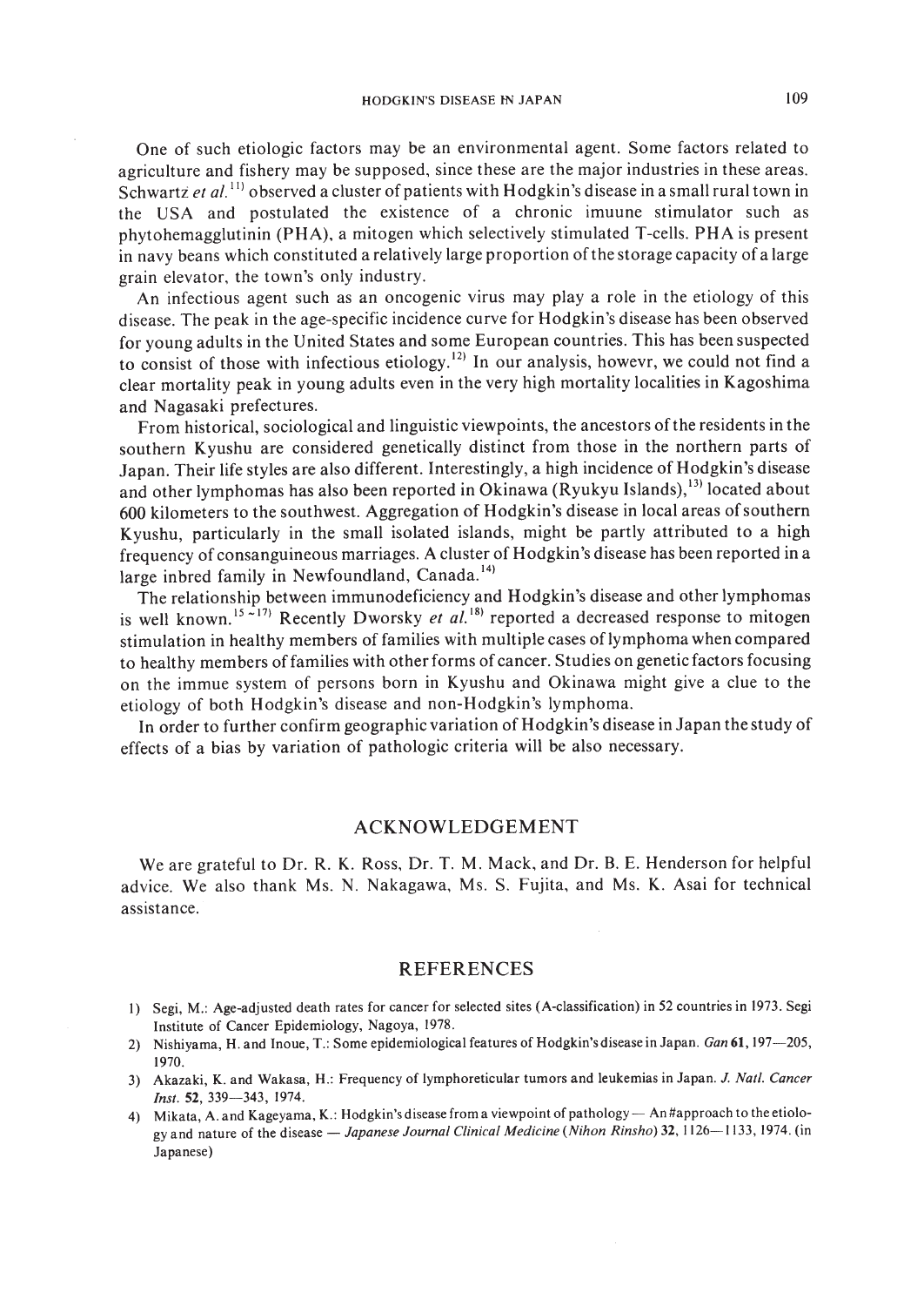One of such etiologic factors may be an environmental agent. Some factors related to agriculture and fishery may be supposed, since these are the major industries in these areas. Schwartz *et al.*[11] observed a cluster of patients with Hodgkin's disease in a small rural town in the USA and postulated the existence of a chronic imuune stimulator such as phytohemagglutinin (PHA), a mitogen which selectively stimulated T-cells. PHA is present in navy beans which constituted a relatively large proportion of the storage capacity of a large grain elevator, the town's only industry.

An infectious agent such as an oncogenic virus may play a role in the etiology of this disease. The peak in the age-specific incidence curve for Hodgkin's disease has been observed for young adults in the United States and some European countries. This has been suspected to consist of those with infectious etiology.[12] In our analysis, howevr, we could not find a clear mortality peak in young adults even in the very high mortality localities in Kagoshima and Nagasaki prefectures.

From historical, sociological and linguistic viewpoints, the ancestors of the residents in the southern Kyushu are considered genetically distinct from those in the northern parts of Japan. Their life styles are also different. Interestingly, a high incidence of Hodgkin's disease and other lymphomas has also been reported in Okinawa (Ryukyu Islands),[13] located about 600 kilometers to the southwest. Aggregation of Hodgkin's disease in local areas of southern Kyushu, particularly in the small isolated islands, might be partly attributed to a high frequency of consanguineous marriages. A cluster of Hodgkin's disease has been reported in a large inbred family in Newfoundland, Canada.[14]

The relationship between immunodeficiency and Hodgkin's disease and other lymphomas is well known.[15~17] Recently Dworsky *et al.*[18] reported a decreased response to mitogen stimulation in healthy members of families with multiple cases of lymphoma when compared to healthy members of families with other forms of cancer. Studies on genetic factors focusing on the immue system of persons born in Kyushu and Okinawa might give a clue to the etiology of both Hodgkin's disease and non-Hodgkin's lymphoma.

In order to further confirm geographic variation of Hodgkin's disease in Japan the study of effects of a bias by variation of pathologic criteria will be also necessary.

## ACKNOWLEDGEMENT

We are grateful to Dr. R. K. Ross, Dr. T. M. Mack, and Dr. B. E. Henderson for helpful advice. We also thank Ms. N. Nakagawa, Ms. S. Fujita, and Ms. K. Asai for technical assistance.

## REFERENCES

1) Segi, M.: Age-adjusted death rates for cancer for selected sites (A-classification) in 52 countries in 1973. Segi Institute of Cancer Epidemiology, Nagoya, 1978.
2) Nishiyama, H. and Inoue, T.: Some epidemiological features of Hodgkin's disease in Japan. *Gan* **61**, 197—205, 1970.
3) Akazaki, K. and Wakasa, H.: Frequency of lymphoreticular tumors and leukemias in Japan. *J. Natl. Cancer Inst.* **52**, 339—343, 1974.
4) Mikata, A. and Kageyama, K.: Hodgkin's disease from a viewpoint of pathology — An#approach to the etiology and nature of the disease — *Japanese Journal Clinical Medicine* (*Nihon Rinsho*) **32**, 1126—1133, 1974. (in Japanese)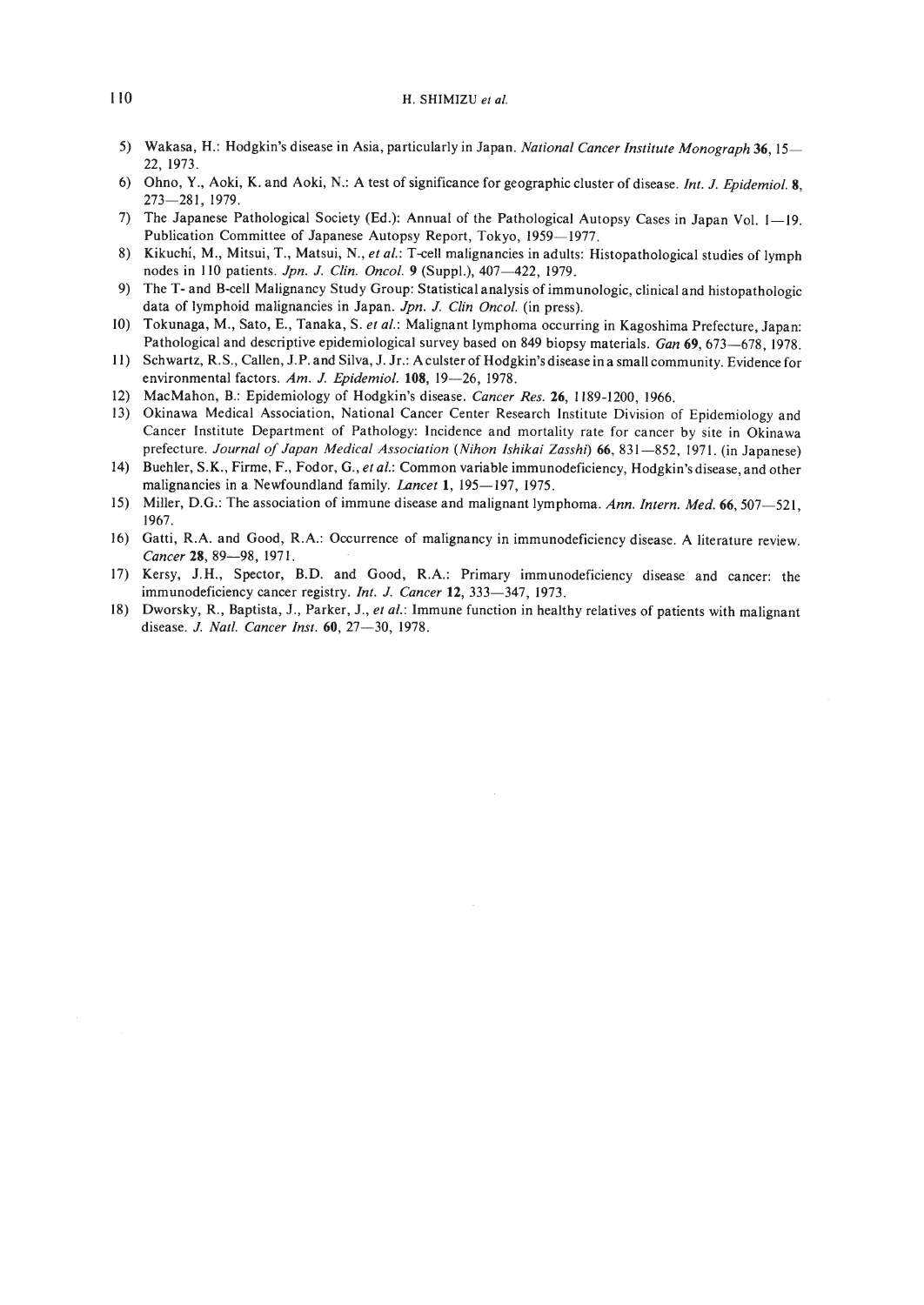5) Wakasa, H.: Hodgkin's disease in Asia, particularly in Japan. *National Cancer Institute Monograph* **36**, 15—22, 1973.
6) Ohno, Y., Aoki, K. and Aoki, N.: A test of significance for geographic cluster of disease. *Int. J. Epidemiol.* **8**, 273—281, 1979.
7) The Japanese Pathological Society (Ed.): Annual of the Pathological Autopsy Cases in Japan Vol. 1—19. Publication Committee of Japanese Autopsy Report, Tokyo, 1959—1977.
8) Kikuchi, M., Mitsui, T., Matsui, N., *et al.*: T-cell malignancies in adults: Histopathological studies of lymph nodes in 110 patients. *Jpn. J. Clin. Oncol.* **9** (Suppl.), 407—422, 1979.
9) The T- and B-cell Malignancy Study Group: Statistical analysis of immunologic, clinical and histopathologic data of lymphoid malignancies in Japan. *Jpn. J. Clin Oncol.* (in press).
10) Tokunaga, M., Sato, E., Tanaka, S. *et al.*: Malignant lymphoma occurring in Kagoshima Prefecture, Japan: Pathological and descriptive epidemiological survey based on 849 biopsy materials. *Gan* **69**, 673—678, 1978.
11) Schwartz, R.S., Callen, J.P. and Silva, J. Jr.: A culster of Hodgkin's disease in a small community. Evidence for environmental factors. *Am. J. Epidemiol.* **108**, 19—26, 1978.
12) MacMahon, B.: Epidemiology of Hodgkin's disease. *Cancer Res.* **26**, 1189-1200, 1966.
13) Okinawa Medical Association, National Cancer Center Research Institute Division of Epidemiology and Cancer Institute Department of Pathology: Incidence and mortality rate for cancer by site in Okinawa prefecture. *Journal of Japan Medical Association (Nihon Ishikai Zasshi)* **66**, 831—852, 1971. (in Japanese)
14) Buehler, S.K., Firme, F., Fodor, G., *et al.*: Common variable immunodeficiency, Hodgkin's disease, and other malignancies in a Newfoundland family. *Lancet* **1**, 195—197, 1975.
15) Miller, D.G.: The association of immune disease and malignant lymphoma. *Ann. Intern. Med.* **66**, 507—521, 1967.
16) Gatti, R.A. and Good, R.A.: Occurrence of malignancy in immunodeficiency disease. A literature review. *Cancer* **28**, 89—98, 1971.
17) Kersy, J.H., Spector, B.D. and Good, R.A.: Primary immunodeficiency disease and cancer: the immunodeficiency cancer registry. *Int. J. Cancer* **12**, 333—347, 1973.
18) Dworsky, R., Baptista, J., Parker, J., *et al.*: Immune function in healthy relatives of patients with malignant disease. *J. Natl. Cancer Inst.* **60**, 27—30, 1978.